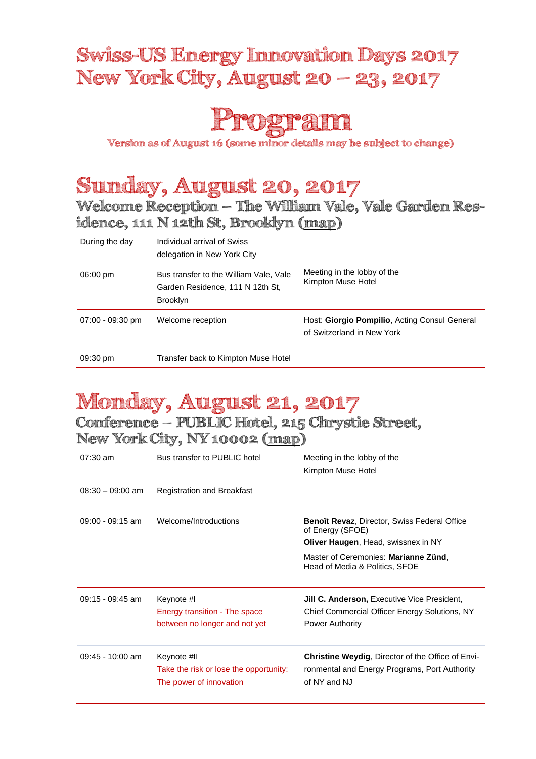# Swiss-US Energy Innovation Days 2017
# New York City, August 20 – 23, 2017

# Program

Version as of August 16 (some minor details may be subject to change)

## Sunday, August 20, 2017

### Welcome Reception – The William Vale, Vale Garden Residence, 111 N 12th St, Brooklyn (map)

| | | |
|---|---|---|
| During the day | Individual arrival of Swiss delegation in New York City | |
| 06:00 pm | Bus transfer to the William Vale, Vale Garden Residence, 111 N 12th St, Brooklyn | Meeting in the lobby of the Kimpton Muse Hotel |
| 07:00 - 09:30 pm | Welcome reception | Host: **Giorgio Pompilio**, Acting Consul General of Switzerland in New York |
| 09:30 pm | Transfer back to Kimpton Muse Hotel | |

## Monday, August 21, 2017

### Conference – PUBLIC Hotel, 215 Chrystie Street, New York City, NY 10002 (map)

| | | |
|---|---|---|
| 07:30 am | Bus transfer to PUBLIC hotel | Meeting in the lobby of the Kimpton Muse Hotel |
| 08:30 – 09:00 am | Registration and Breakfast | |
| 09:00 - 09:15 am | Welcome/Introductions | **Benoît Revaz**, Director, Swiss Federal Office of Energy (SFOE)<br>**Oliver Haugen**, Head, swissnex in NY<br>Master of Ceremonies: **Marianne Zünd**, Head of Media & Politics, SFOE |
| 09:15 - 09:45 am | Keynote #I<br>Energy transition - The space between no longer and not yet | **Jill C. Anderson,** Executive Vice President, Chief Commercial Officer Energy Solutions, NY Power Authority |
| 09:45 - 10:00 am | Keynote #II<br>Take the risk or lose the opportunity: The power of innovation | **Christine Weydig**, Director of the Office of Environmental and Energy Programs, Port Authority of NY and NJ |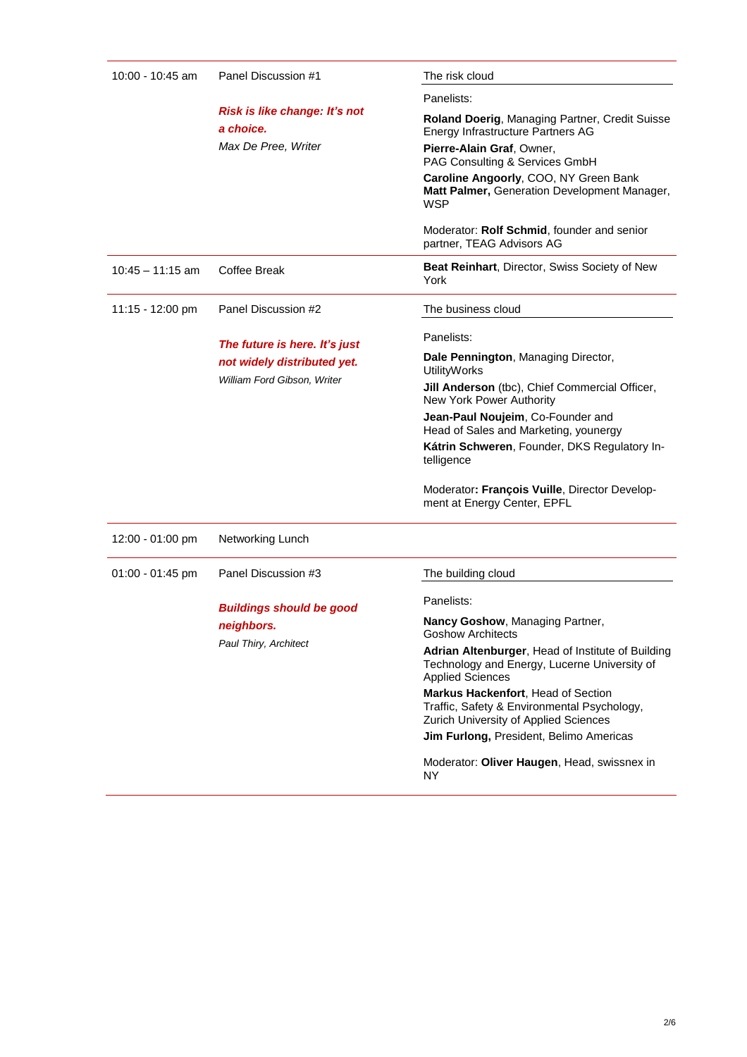| | | |
|---|---|---|
| 10:00 - 10:45 am | Panel Discussion #1<br><br>***Risk is like change: It's not a choice.***<br>*Max De Pree, Writer* | The risk cloud<br><br>Panelists:<br><br>**Roland Doerig**, Managing Partner, Credit Suisse Energy Infrastructure Partners AG<br>**Pierre-Alain Graf**, Owner, PAG Consulting & Services GmbH<br>**Caroline Angoorly**, COO, NY Green Bank<br>**Matt Palmer,** Generation Development Manager, WSP<br><br>Moderator: **Rolf Schmid**, founder and senior partner, TEAG Advisors AG |
| 10:45 – 11:15 am | Coffee Break | **Beat Reinhart**, Director, Swiss Society of New York |
| 11:15 - 12:00 pm | Panel Discussion #2<br><br>***The future is here. It's just not widely distributed yet.***<br>*William Ford Gibson, Writer* | The business cloud<br><br>Panelists:<br><br>**Dale Pennington**, Managing Director, UtilityWorks<br>**Jill Anderson** (tbc), Chief Commercial Officer, New York Power Authority<br>**Jean-Paul Noujeim**, Co-Founder and Head of Sales and Marketing, younergy<br>**Kátrin Schweren**, Founder, DKS Regulatory In-telligence<br><br>Moderator**: François Vuille**, Director Develop-ment at Energy Center, EPFL |
| 12:00 - 01:00 pm | Networking Lunch | |
| 01:00 - 01:45 pm | Panel Discussion #3<br><br>***Buildings should be good neighbors.***<br>*Paul Thiry, Architect* | The building cloud<br><br>Panelists:<br><br>**Nancy Goshow**, Managing Partner, Goshow Architects<br>**Adrian Altenburger**, Head of Institute of Building Technology and Energy, Lucerne University of Applied Sciences<br>**Markus Hackenfort**, Head of Section Traffic, Safety & Environmental Psychology, Zurich University of Applied Sciences<br>**Jim Furlong,** President, Belimo Americas<br><br>Moderator: **Oliver Haugen**, Head, swissnex in NY |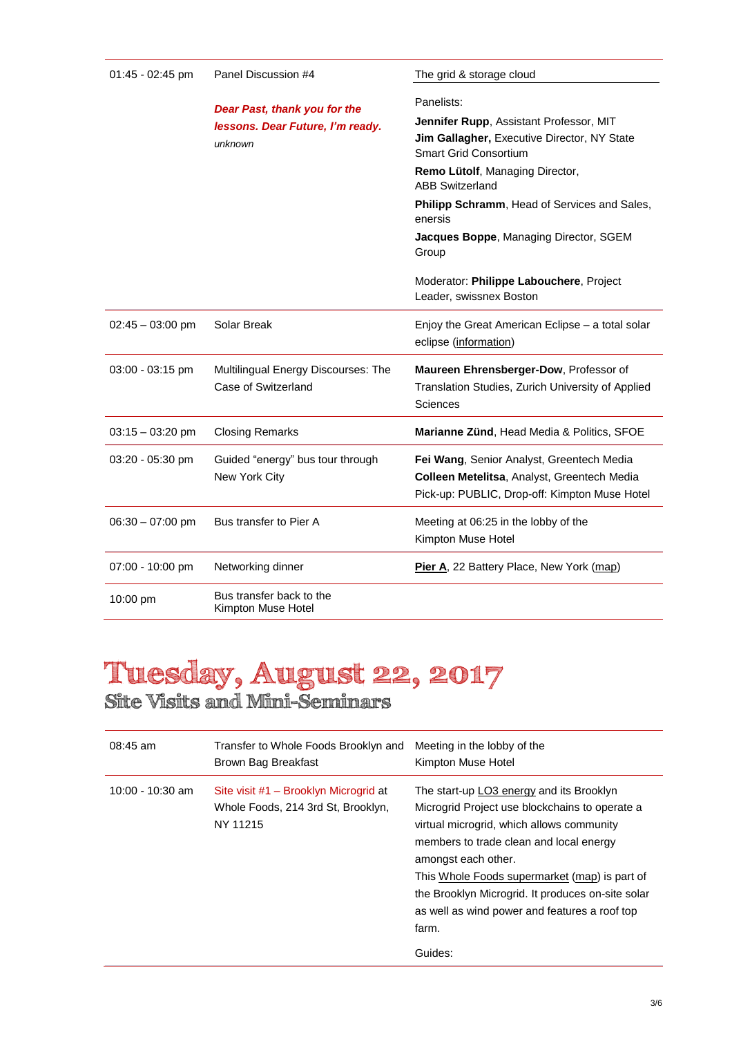| | | |
|---|---|---|
| 01:45 - 02:45 pm | Panel Discussion #4<br><br>***Dear Past, thank you for the lessons. Dear Future, I'm ready.***<br>*unknown* | The grid & storage cloud<br><br>Panelists:<br>**Jennifer Rupp**, Assistant Professor, MIT<br>**Jim Gallagher,** Executive Director, NY State Smart Grid Consortium<br>**Remo Lütolf**, Managing Director, ABB Switzerland<br>**Philipp Schramm**, Head of Services and Sales, enersis<br>**Jacques Boppe**, Managing Director, SGEM Group<br><br>Moderator: **Philippe Labouchere**, Project Leader, swissnex Boston |
| 02:45 – 03:00 pm | Solar Break | Enjoy the Great American Eclipse – a total solar eclipse (information) |
| 03:00 - 03:15 pm | Multilingual Energy Discourses: The Case of Switzerland | **Maureen Ehrensberger-Dow**, Professor of Translation Studies, Zurich University of Applied Sciences |
| 03:15 – 03:20 pm | Closing Remarks | **Marianne Zünd**, Head Media & Politics, SFOE |
| 03:20 - 05:30 pm | Guided "energy" bus tour through New York City | **Fei Wang**, Senior Analyst, Greentech Media<br>**Colleen Metelitsa**, Analyst, Greentech Media<br>Pick-up: PUBLIC, Drop-off: Kimpton Muse Hotel |
| 06:30 – 07:00 pm | Bus transfer to Pier A | Meeting at 06:25 in the lobby of the Kimpton Muse Hotel |
| 07:00 - 10:00 pm | Networking dinner | **Pier A**, 22 Battery Place, New York (map) |
| 10:00 pm | Bus transfer back to the Kimpton Muse Hotel | |

# Tuesday, August 22, 2017

## Site Visits and Mini-Seminars

| | | |
|---|---|---|
| 08:45 am | Transfer to Whole Foods Brooklyn and Brown Bag Breakfast | Meeting in the lobby of the Kimpton Muse Hotel |
| 10:00 - 10:30 am | Site visit #1 – Brooklyn Microgrid at Whole Foods, 214 3rd St, Brooklyn, NY 11215 | The start-up LO3 energy and its Brooklyn Microgrid Project use blockchains to operate a virtual microgrid, which allows community members to trade clean and local energy amongst each other.<br>This Whole Foods supermarket (map) is part of the Brooklyn Microgrid. It produces on-site solar as well as wind power and features a roof top farm.<br><br>Guides: |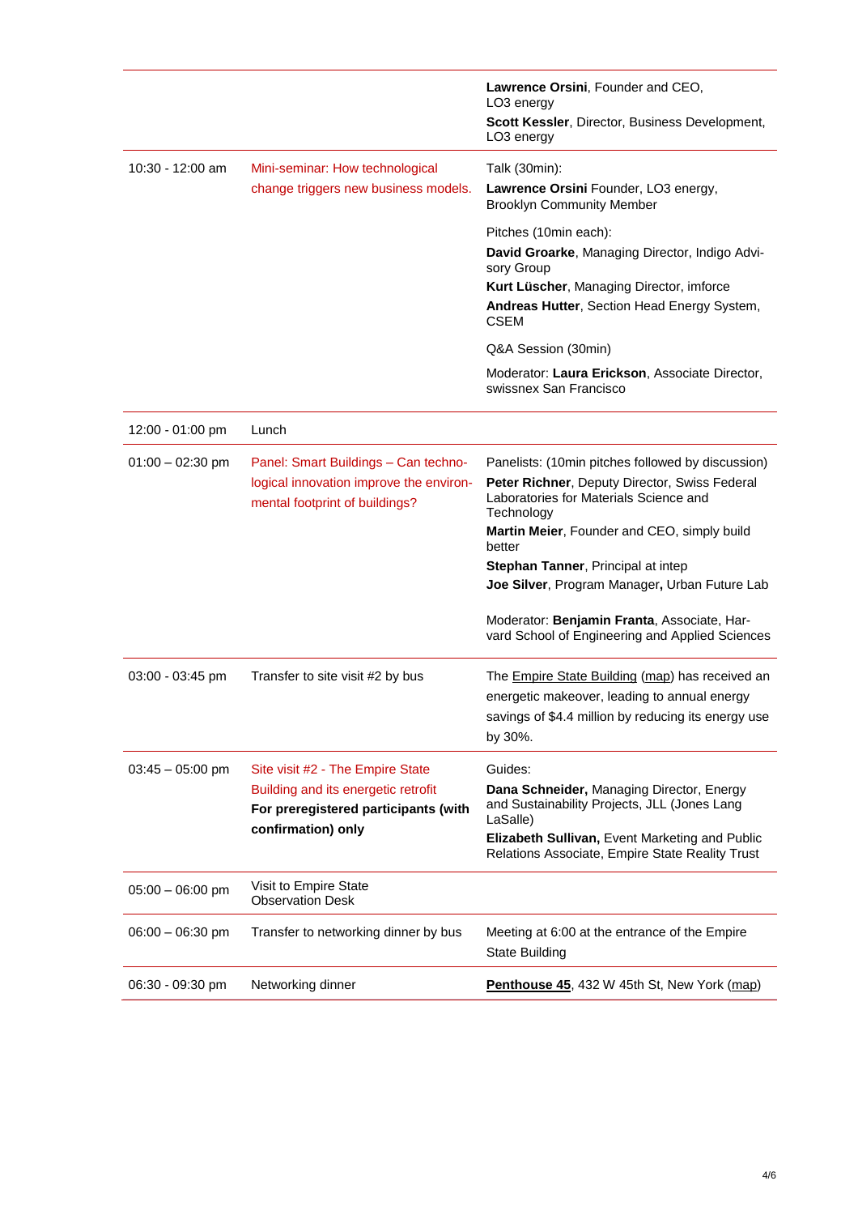| | | |
|---|---|---|
| | | **Lawrence Orsini**, Founder and CEO, LO3 energy<br>**Scott Kessler**, Director, Business Development, LO3 energy |
| 10:30 - 12:00 am | Mini-seminar: How technological change triggers new business models. | Talk (30min):<br>**Lawrence Orsini** Founder, LO3 energy, Brooklyn Community Member<br><br>Pitches (10min each):<br>**David Groarke**, Managing Director, Indigo Advisory Group<br>**Kurt Lüscher**, Managing Director, imforce<br>**Andreas Hutter**, Section Head Energy System, CSEM<br><br>Q&A Session (30min)<br><br>Moderator: **Laura Erickson**, Associate Director, swissnex San Francisco |
| 12:00 - 01:00 pm | Lunch | |
| 01:00 – 02:30 pm | Panel: Smart Buildings – Can technological innovation improve the environmental footprint of buildings? | Panelists: (10min pitches followed by discussion)<br>**Peter Richner**, Deputy Director, Swiss Federal Laboratories for Materials Science and Technology<br>**Martin Meier**, Founder and CEO, simply build better<br>**Stephan Tanner**, Principal at intep<br>**Joe Silver**, Program Manager**,** Urban Future Lab<br><br>Moderator: **Benjamin Franta**, Associate, Harvard School of Engineering and Applied Sciences |
| 03:00 - 03:45 pm | Transfer to site visit #2 by bus | The Empire State Building (map) has received an energetic makeover, leading to annual energy savings of $4.4 million by reducing its energy use by 30%. |
| 03:45 – 05:00 pm | Site visit #2 - The Empire State Building and its energetic retrofit<br>**For preregistered participants (with confirmation) only** | Guides:<br>**Dana Schneider,** Managing Director, Energy and Sustainability Projects, JLL (Jones Lang LaSalle)<br>**Elizabeth Sullivan,** Event Marketing and Public Relations Associate, Empire State Reality Trust |
| 05:00 – 06:00 pm | Visit to Empire State Observation Desk | |
| 06:00 – 06:30 pm | Transfer to networking dinner by bus | Meeting at 6:00 at the entrance of the Empire State Building |
| 06:30 - 09:30 pm | Networking dinner | **Penthouse 45**, 432 W 45th St, New York (map) |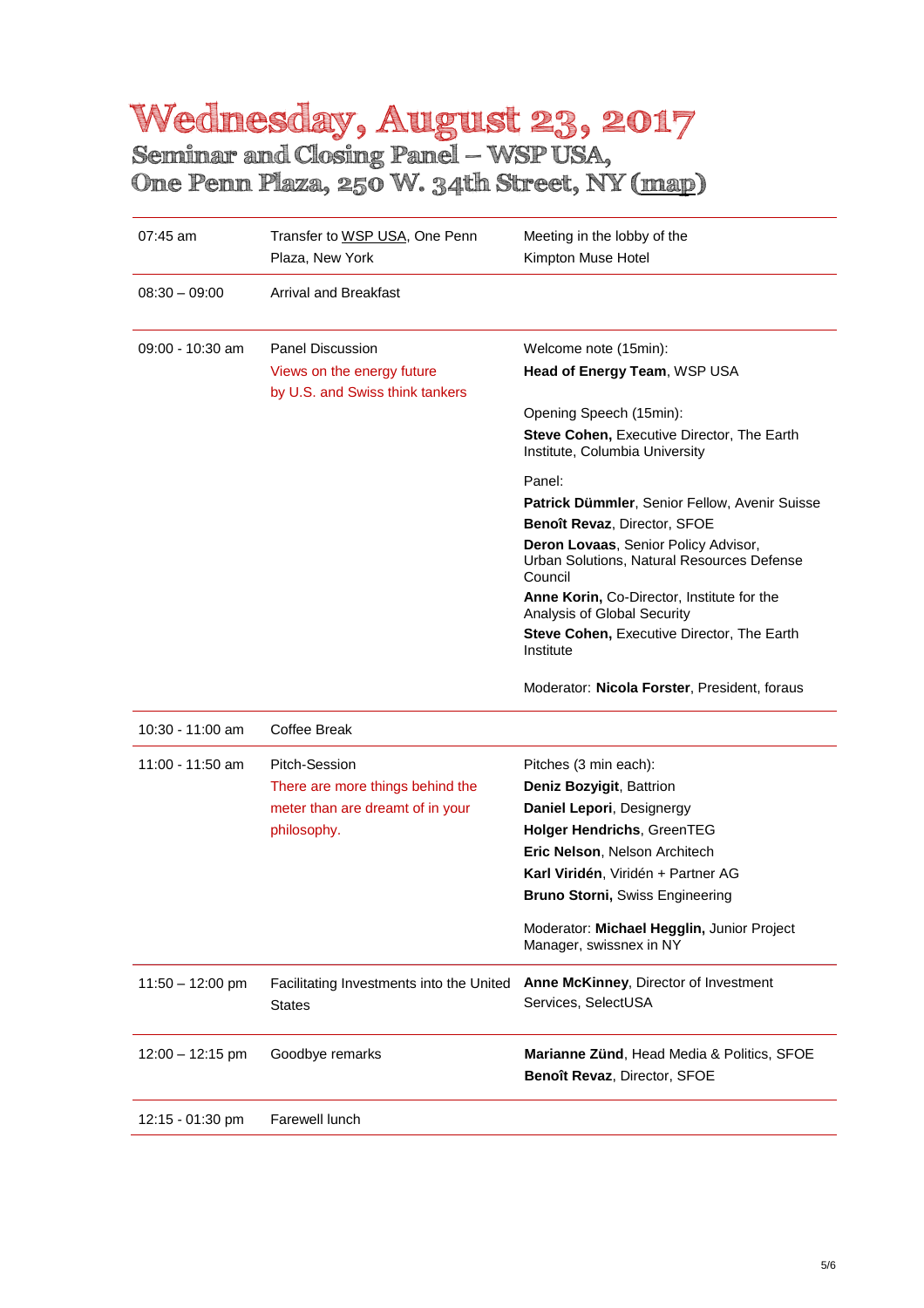# Wednesday, August 23, 2017

## Seminar and Closing Panel – WSP USA, One Penn Plaza, 250 W. 34th Street, NY (map)

| | | |
|---|---|---|
| 07:45 am | Transfer to WSP USA, One Penn Plaza, New York | Meeting in the lobby of the Kimpton Muse Hotel |
| 08:30 – 09:00 | Arrival and Breakfast | |
| 09:00 - 10:30 am | Panel Discussion<br>Views on the energy future by U.S. and Swiss think tankers | Welcome note (15min):<br>**Head of Energy Team**, WSP USA<br><br>Opening Speech (15min):<br>**Steve Cohen,** Executive Director, The Earth Institute, Columbia University<br><br>Panel:<br>**Patrick Dümmler**, Senior Fellow, Avenir Suisse<br>**Benoît Revaz**, Director, SFOE<br>**Deron Lovaas**, Senior Policy Advisor, Urban Solutions, Natural Resources Defense Council<br>**Anne Korin,** Co-Director, Institute for the Analysis of Global Security<br>**Steve Cohen,** Executive Director, The Earth Institute<br><br>Moderator: **Nicola Forster**, President, foraus |
| 10:30 - 11:00 am | Coffee Break | |
| 11:00 - 11:50 am | Pitch-Session<br>There are more things behind the meter than are dreamt of in your philosophy. | Pitches (3 min each):<br>**Deniz Bozyigit**, Battrion<br>**Daniel Lepori**, Designergy<br>**Holger Hendrichs**, GreenTEG<br>**Eric Nelson**, Nelson Architech<br>**Karl Viridén**, Viridén + Partner AG<br>**Bruno Storni,** Swiss Engineering<br><br>Moderator: **Michael Hegglin,** Junior Project Manager, swissnex in NY |
| 11:50 – 12:00 pm | Facilitating Investments into the United States | **Anne McKinney**, Director of Investment Services, SelectUSA |
| 12:00 – 12:15 pm | Goodbye remarks | **Marianne Zünd**, Head Media & Politics, SFOE<br>**Benoît Revaz**, Director, SFOE |
| 12:15 - 01:30 pm | Farewell lunch | |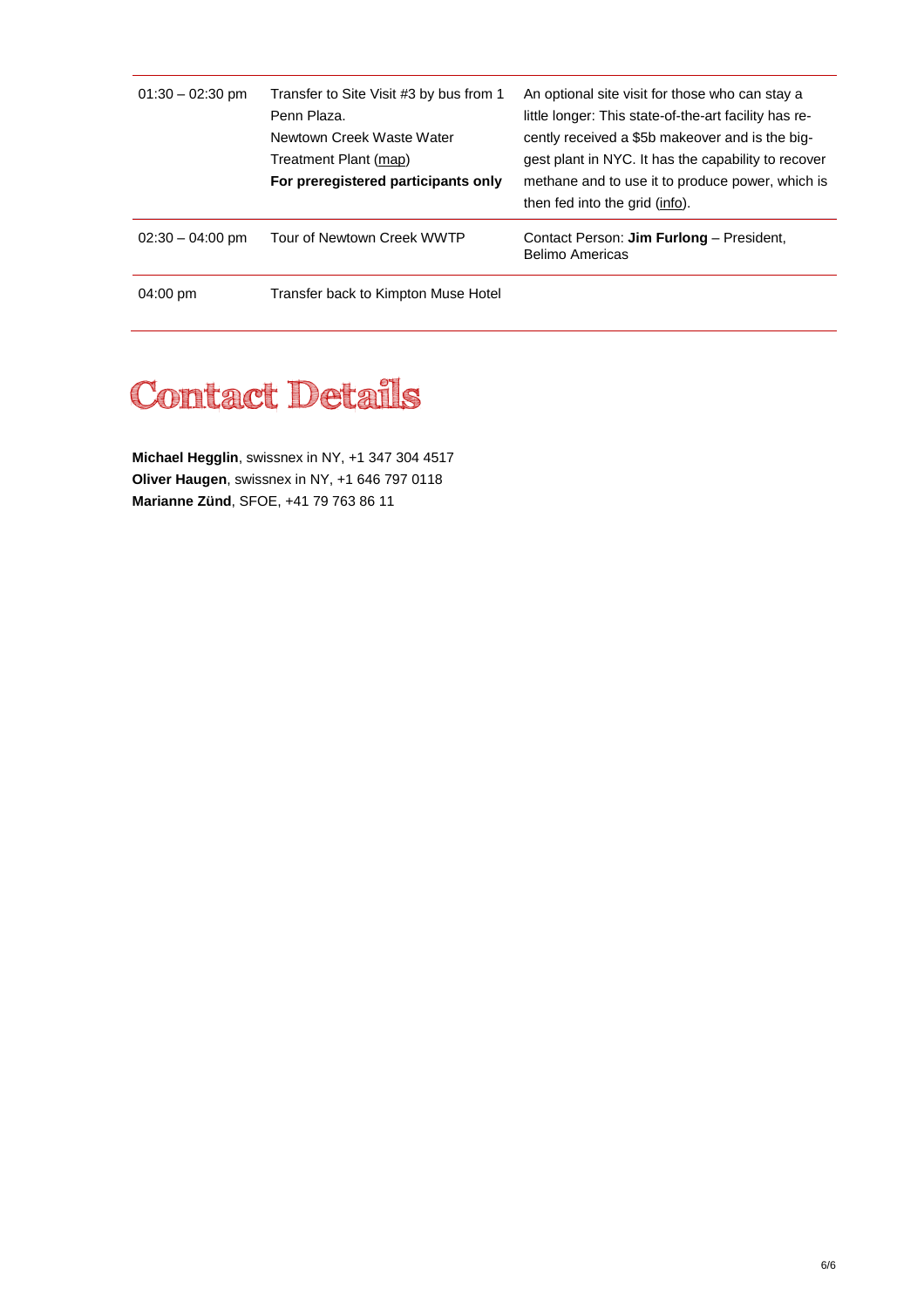| | | |
|---|---|---|
| 01:30 – 02:30 pm | Transfer to Site Visit #3 by bus from 1 Penn Plaza.<br>Newtown Creek Waste Water Treatment Plant (map)<br>**For preregistered participants only** | An optional site visit for those who can stay a little longer: This state-of-the-art facility has recently received a $5b makeover and is the biggest plant in NYC. It has the capability to recover methane and to use it to produce power, which is then fed into the grid (info). |
| 02:30 – 04:00 pm | Tour of Newtown Creek WWTP | Contact Person: **Jim Furlong** – President, Belimo Americas |
| 04:00 pm | Transfer back to Kimpton Muse Hotel | |

# Contact Details

**Michael Hegglin**, swissnex in NY, +1 347 304 4517
**Oliver Haugen**, swissnex in NY, +1 646 797 0118
**Marianne Zünd**, SFOE, +41 79 763 86 11